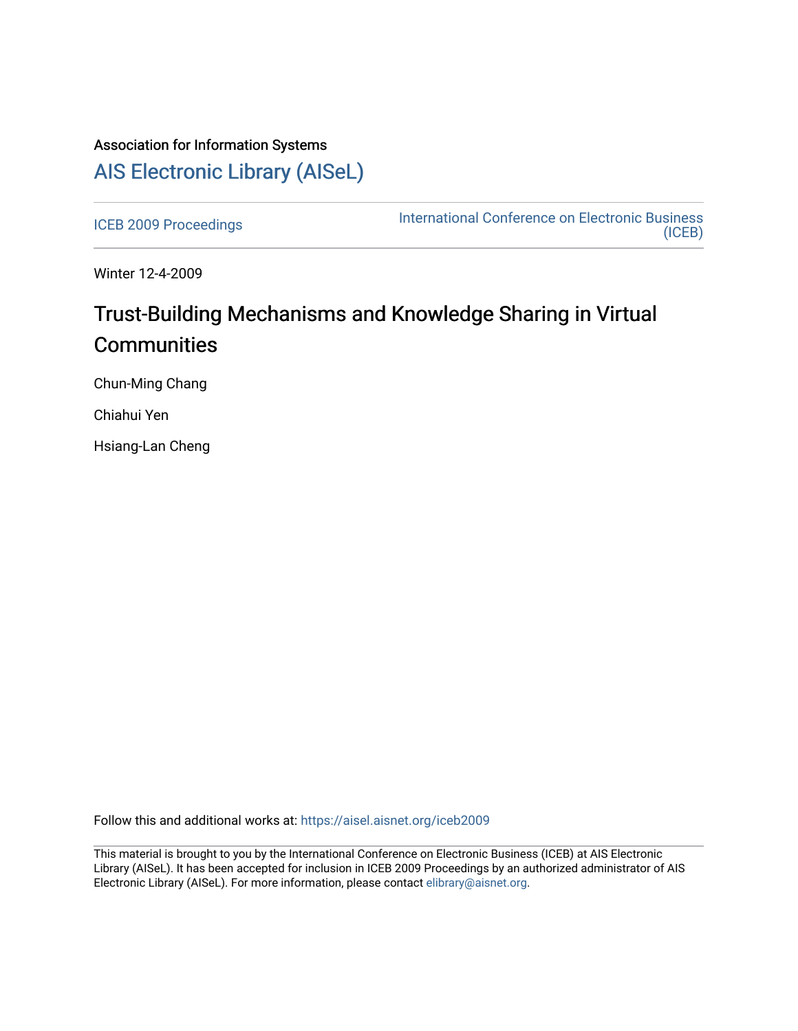Association for Information Systems

# AIS Electronic Library (AISeL)

ICEB 2009 Proceedings

International Conference on Electronic Business (ICEB)

Winter 12-4-2009

# Trust-Building Mechanisms and Knowledge Sharing in Virtual Communities

Chun-Ming Chang

Chiahui Yen

Hsiang-Lan Cheng

Follow this and additional works at: https://aisel.aisnet.org/iceb2009

This material is brought to you by the International Conference on Electronic Business (ICEB) at AIS Electronic Library (AISeL). It has been accepted for inclusion in ICEB 2009 Proceedings by an authorized administrator of AIS Electronic Library (AISeL). For more information, please contact elibrary@aisnet.org.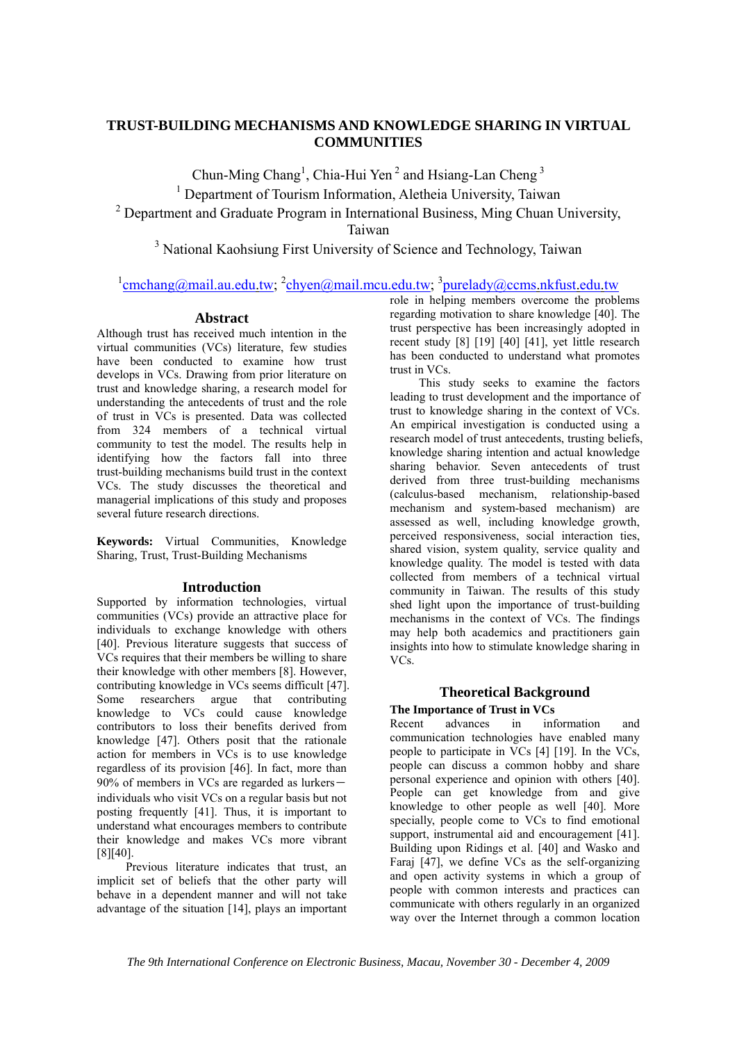# TRUST-BUILDING MECHANISMS AND KNOWLEDGE SHARING IN VIRTUAL COMMUNITIES

Chun-Ming Chang[1], Chia-Hui Yen[2] and Hsiang-Lan Cheng[3]

[1] Department of Tourism Information, Aletheia University, Taiwan

[2] Department and Graduate Program in International Business, Ming Chuan University, Taiwan

[3] National Kaohsiung First University of Science and Technology, Taiwan

[1]cmchang@mail.au.edu.tw; [2]chyen@mail.mcu.edu.tw; [3]purelady@ccms.nkfust.edu.tw

## Abstract

Although trust has received much intention in the virtual communities (VCs) literature, few studies have been conducted to examine how trust develops in VCs. Drawing from prior literature on trust and knowledge sharing, a research model for understanding the antecedents of trust and the role of trust in VCs is presented. Data was collected from 324 members of a technical virtual community to test the model. The results help in identifying how the factors fall into three trust-building mechanisms build trust in the context VCs. The study discusses the theoretical and managerial implications of this study and proposes several future research directions.

**Keywords:** Virtual Communities, Knowledge Sharing, Trust, Trust-Building Mechanisms

## Introduction

Supported by information technologies, virtual communities (VCs) provide an attractive place for individuals to exchange knowledge with others [40]. Previous literature suggests that success of VCs requires that their members be willing to share their knowledge with other members [8]. However, contributing knowledge in VCs seems difficult [47]. Some researchers argue that contributing knowledge to VCs could cause knowledge contributors to loss their benefits derived from knowledge [47]. Others posit that the rationale action for members in VCs is to use knowledge regardless of its provision [46]. In fact, more than 90% of members in VCs are regarded as lurkers－individuals who visit VCs on a regular basis but not posting frequently [41]. Thus, it is important to understand what encourages members to contribute their knowledge and makes VCs more vibrant [8][40].

Previous literature indicates that trust, an implicit set of beliefs that the other party will behave in a dependent manner and will not take advantage of the situation [14], plays an important role in helping members overcome the problems regarding motivation to share knowledge [40]. The trust perspective has been increasingly adopted in recent study [8] [19] [40] [41], yet little research has been conducted to understand what promotes trust in VCs.

This study seeks to examine the factors leading to trust development and the importance of trust to knowledge sharing in the context of VCs. An empirical investigation is conducted using a research model of trust antecedents, trusting beliefs, knowledge sharing intention and actual knowledge sharing behavior. Seven antecedents of trust derived from three trust-building mechanisms (calculus-based mechanism, relationship-based mechanism and system-based mechanism) are assessed as well, including knowledge growth, perceived responsiveness, social interaction ties, shared vision, system quality, service quality and knowledge quality. The model is tested with data collected from members of a technical virtual community in Taiwan. The results of this study shed light upon the importance of trust-building mechanisms in the context of VCs. The findings may help both academics and practitioners gain insights into how to stimulate knowledge sharing in VCs.

## Theoretical Background

### The Importance of Trust in VCs

Recent advances in information and communication technologies have enabled many people to participate in VCs [4] [19]. In the VCs, people can discuss a common hobby and share personal experience and opinion with others [40]. People can get knowledge from and give knowledge to other people as well [40]. More specially, people come to VCs to find emotional support, instrumental aid and encouragement [41]. Building upon Ridings et al. [40] and Wasko and Faraj [47], we define VCs as the self-organizing and open activity systems in which a group of people with common interests and practices can communicate with others regularly in an organized way over the Internet through a common location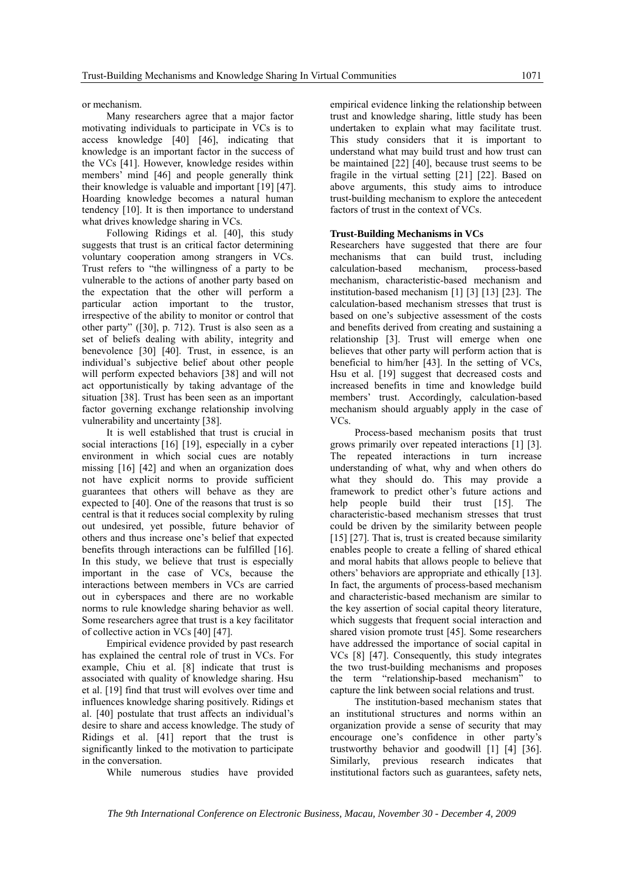or mechanism.

Many researchers agree that a major factor motivating individuals to participate in VCs is to access knowledge [40] [46], indicating that knowledge is an important factor in the success of the VCs [41]. However, knowledge resides within members' mind [46] and people generally think their knowledge is valuable and important [19] [47]. Hoarding knowledge becomes a natural human tendency [10]. It is then importance to understand what drives knowledge sharing in VCs.

Following Ridings et al. [40], this study suggests that trust is an critical factor determining voluntary cooperation among strangers in VCs. Trust refers to "the willingness of a party to be vulnerable to the actions of another party based on the expectation that the other will perform a particular action important to the trustor, irrespective of the ability to monitor or control that other party" ([30], p. 712). Trust is also seen as a set of beliefs dealing with ability, integrity and benevolence [30] [40]. Trust, in essence, is an individual's subjective belief about other people will perform expected behaviors [38] and will not act opportunistically by taking advantage of the situation [38]. Trust has been seen as an important factor governing exchange relationship involving vulnerability and uncertainty [38].

It is well established that trust is crucial in social interactions [16] [19], especially in a cyber environment in which social cues are notably missing [16] [42] and when an organization does not have explicit norms to provide sufficient guarantees that others will behave as they are expected to [40]. One of the reasons that trust is so central is that it reduces social complexity by ruling out undesired, yet possible, future behavior of others and thus increase one's belief that expected benefits through interactions can be fulfilled [16]. In this study, we believe that trust is especially important in the case of VCs, because the interactions between members in VCs are carried out in cyberspaces and there are no workable norms to rule knowledge sharing behavior as well. Some researchers agree that trust is a key facilitator of collective action in VCs [40] [47].

Empirical evidence provided by past research has explained the central role of trust in VCs. For example, Chiu et al. [8] indicate that trust is associated with quality of knowledge sharing. Hsu et al. [19] find that trust will evolves over time and influences knowledge sharing positively. Ridings et al. [40] postulate that trust affects an individual's desire to share and access knowledge. The study of Ridings et al. [41] report that the trust is significantly linked to the motivation to participate in the conversation.

While numerous studies have provided empirical evidence linking the relationship between trust and knowledge sharing, little study has been undertaken to explain what may facilitate trust. This study considers that it is important to understand what may build trust and how trust can be maintained [22] [40], because trust seems to be fragile in the virtual setting [21] [22]. Based on above arguments, this study aims to introduce trust-building mechanism to explore the antecedent factors of trust in the context of VCs.

**Trust-Building Mechanisms in VCs**

Researchers have suggested that there are four mechanisms that can build trust, including calculation-based mechanism, process-based mechanism, characteristic-based mechanism and institution-based mechanism [1] [3] [13] [23]. The calculation-based mechanism stresses that trust is based on one's subjective assessment of the costs and benefits derived from creating and sustaining a relationship [3]. Trust will emerge when one believes that other party will perform action that is beneficial to him/her [43]. In the setting of VCs, Hsu et al. [19] suggest that decreased costs and increased benefits in time and knowledge build members' trust. Accordingly, calculation-based mechanism should arguably apply in the case of VCs.

Process-based mechanism posits that trust grows primarily over repeated interactions [1] [3]. The repeated interactions in turn increase understanding of what, why and when others do what they should do. This may provide a framework to predict other's future actions and help people build their trust [15]. The characteristic-based mechanism stresses that trust could be driven by the similarity between people [15] [27]. That is, trust is created because similarity enables people to create a felling of shared ethical and moral habits that allows people to believe that others' behaviors are appropriate and ethically [13]. In fact, the arguments of process-based mechanism and characteristic-based mechanism are similar to the key assertion of social capital theory literature, which suggests that frequent social interaction and shared vision promote trust [45]. Some researchers have addressed the importance of social capital in VCs [8] [47]. Consequently, this study integrates the two trust-building mechanisms and proposes the term "relationship-based mechanism" to capture the link between social relations and trust.

The institution-based mechanism states that an institutional structures and norms within an organization provide a sense of security that may encourage one's confidence in other party's trustworthy behavior and goodwill [1] [4] [36]. Similarly, previous research indicates that institutional factors such as guarantees, safety nets,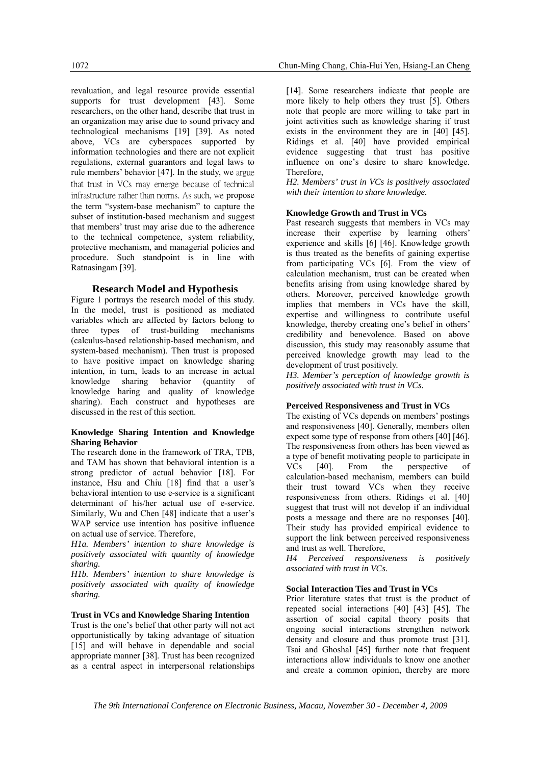revaluation, and legal resource provide essential supports for trust development [43]. Some researchers, on the other hand, describe that trust in an organization may arise due to sound privacy and technological mechanisms [19] [39]. As noted above, VCs are cyberspaces supported by information technologies and there are not explicit regulations, external guarantors and legal laws to rule members' behavior [47]. In the study, we argue that trust in VCs may emerge because of technical infrastructure rather than norms. As such, we propose the term "system-base mechanism" to capture the subset of institution-based mechanism and suggest that members' trust may arise due to the adherence to the technical competence, system reliability, protective mechanism, and managerial policies and procedure. Such standpoint is in line with Ratnasingam [39].

## Research Model and Hypothesis

Figure 1 portrays the research model of this study. In the model, trust is positioned as mediated variables which are affected by factors belong to three types of trust-building mechanisms (calculus-based relationship-based mechanism, and system-based mechanism). Then trust is proposed to have positive impact on knowledge sharing intention, in turn, leads to an increase in actual knowledge sharing behavior (quantity of knowledge haring and quality of knowledge sharing). Each construct and hypotheses are discussed in the rest of this section.

### Knowledge Sharing Intention and Knowledge Sharing Behavior

The research done in the framework of TRA, TPB, and TAM has shown that behavioral intention is a strong predictor of actual behavior [18]. For instance, Hsu and Chiu [18] find that a user's behavioral intention to use e-service is a significant determinant of his/her actual use of e-service. Similarly, Wu and Chen [48] indicate that a user's WAP service use intention has positive influence on actual use of service. Therefore,

*H1a. Members' intention to share knowledge is positively associated with quantity of knowledge sharing.*

*H1b. Members' intention to share knowledge is positively associated with quality of knowledge sharing.*

### Trust in VCs and Knowledge Sharing Intention

Trust is the one's belief that other party will not act opportunistically by taking advantage of situation [15] and will behave in dependable and social appropriate manner [38]. Trust has been recognized as a central aspect in interpersonal relationships [14]. Some researchers indicate that people are more likely to help others they trust [5]. Others note that people are more willing to take part in joint activities such as knowledge sharing if trust exists in the environment they are in [40] [45]. Ridings et al. [40] have provided empirical evidence suggesting that trust has positive influence on one's desire to share knowledge. Therefore,

*H2. Members' trust in VCs is positively associated with their intention to share knowledge.*

### Knowledge Growth and Trust in VCs

Past research suggests that members in VCs may increase their expertise by learning others' experience and skills [6] [46]. Knowledge growth is thus treated as the benefits of gaining expertise from participating VCs [6]. From the view of calculation mechanism, trust can be created when benefits arising from using knowledge shared by others. Moreover, perceived knowledge growth implies that members in VCs have the skill, expertise and willingness to contribute useful knowledge, thereby creating one's belief in others' credibility and benevolence. Based on above discussion, this study may reasonably assume that perceived knowledge growth may lead to the development of trust positively.

*H3. Member's perception of knowledge growth is positively associated with trust in VCs.*

### Perceived Responsiveness and Trust in VCs

The existing of VCs depends on members' postings and responsiveness [40]. Generally, members often expect some type of response from others [40] [46]. The responsiveness from others has been viewed as a type of benefit motivating people to participate in VCs [40]. From the perspective of calculation-based mechanism, members can build their trust toward VCs when they receive responsiveness from others. Ridings et al. [40] suggest that trust will not develop if an individual posts a message and there are no responses [40]. Their study has provided empirical evidence to support the link between perceived responsiveness and trust as well. Therefore,

*H4 Perceived responsiveness is positively associated with trust in VCs.*

### Social Interaction Ties and Trust in VCs

Prior literature states that trust is the product of repeated social interactions [40] [43] [45]. The assertion of social capital theory posits that ongoing social interactions strengthen network density and closure and thus promote trust [31]. Tsai and Ghoshal [45] further note that frequent interactions allow individuals to know one another and create a common opinion, thereby are more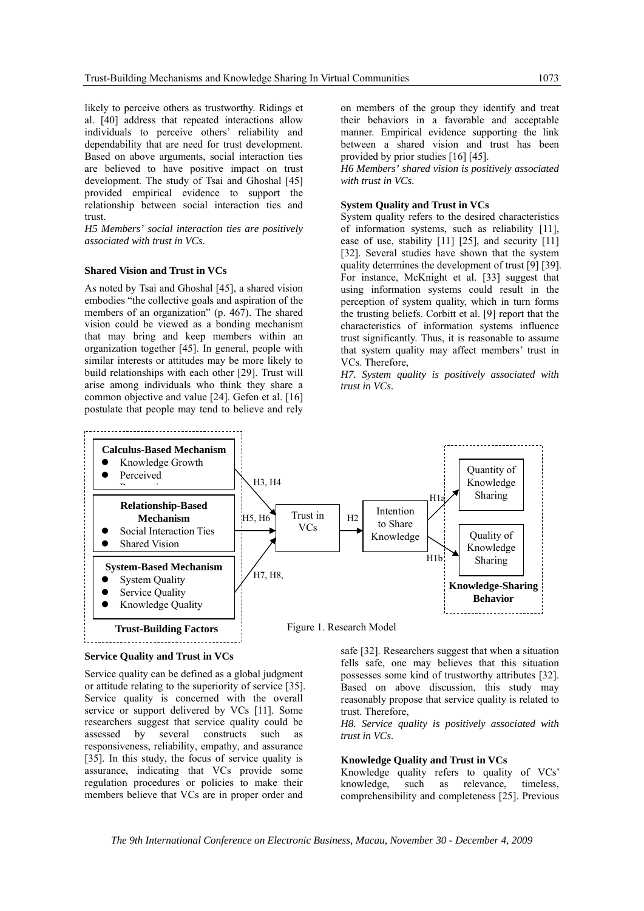likely to perceive others as trustworthy. Ridings et al. [40] address that repeated interactions allow individuals to perceive others' reliability and dependability that are need for trust development. Based on above arguments, social interaction ties are believed to have positive impact on trust development. The study of Tsai and Ghoshal [45] provided empirical evidence to support the relationship between social interaction ties and trust.

*H5 Members' social interaction ties are positively associated with trust in VCs.*

### Shared Vision and Trust in VCs

As noted by Tsai and Ghoshal [45], a shared vision embodies "the collective goals and aspiration of the members of an organization" (p. 467). The shared vision could be viewed as a bonding mechanism that may bring and keep members within an organization together [45]. In general, people with similar interests or attitudes may be more likely to build relationships with each other [29]. Trust will arise among individuals who think they share a common objective and value [24]. Gefen et al. [16] postulate that people may tend to believe and rely on members of the group they identify and treat their behaviors in a favorable and acceptable manner. Empirical evidence supporting the link between a shared vision and trust has been provided by prior studies [16] [45].

*H6 Members' shared vision is positively associated with trust in VCs.*

### System Quality and Trust in VCs

System quality refers to the desired characteristics of information systems, such as reliability [11], ease of use, stability [11] [25], and security [11] [32]. Several studies have shown that the system quality determines the development of trust [9] [39]. For instance, McKnight et al. [33] suggest that using information systems could result in the perception of system quality, which in turn forms the trusting beliefs. Corbitt et al. [9] report that the characteristics of information systems influence trust significantly. Thus, it is reasonable to assume that system quality may affect members' trust in VCs. Therefore,

*H7. System quality is positively associated with trust in VCs.*

**Trust-Building Factors**

- **Calculus-Based Mechanism**
  - Knowledge Growth
  - Perceived Reciprocity
- **Relationship-Based Mechanism**
  - Social Interaction Ties
  - Shared Vision
- **System-Based Mechanism**
  - System Quality
  - Service Quality
  - Knowledge Quality

Calculus-Based Mechanism → (H3, H4) → Trust in VCs
Relationship-Based Mechanism → (H5, H6) → Trust in VCs
System-Based Mechanism → (H7, H8,) → Trust in VCs
Trust in VCs → (H2) → Intention to Share Knowledge
Intention to Share Knowledge → (H1a) → Quantity of Knowledge Sharing
Intention to Share Knowledge → (H1b) → Quality of Knowledge Sharing

**Knowledge-Sharing Behavior**: Quantity of Knowledge Sharing; Quality of Knowledge Sharing

Figure 1. Research Model

### Service Quality and Trust in VCs

Service quality can be defined as a global judgment or attitude relating to the superiority of service [35]. Service quality is concerned with the overall service or support delivered by VCs [11]. Some researchers suggest that service quality could be assessed by several constructs such as responsiveness, reliability, empathy, and assurance [35]. In this study, the focus of service quality is assurance, indicating that VCs provide some regulation procedures or policies to make their members believe that VCs are in proper order and safe [32]. Researchers suggest that when a situation fells safe, one may believes that this situation possesses some kind of trustworthy attributes [32]. Based on above discussion, this study may reasonably propose that service quality is related to trust. Therefore,

*H8. Service quality is positively associated with trust in VCs.*

### Knowledge Quality and Trust in VCs

Knowledge quality refers to quality of VCs' knowledge, such as relevance, timeless, comprehensibility and completeness [25]. Previous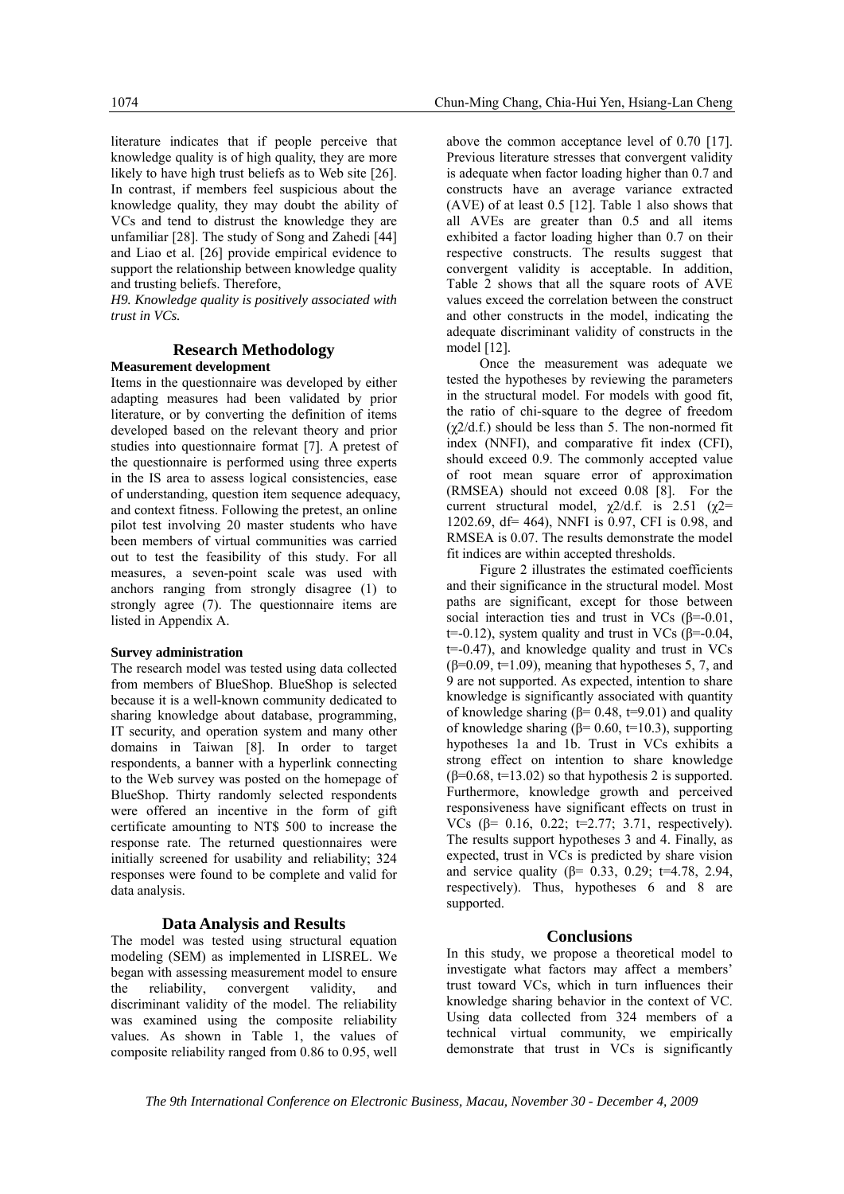literature indicates that if people perceive that knowledge quality is of high quality, they are more likely to have high trust beliefs as to Web site [26]. In contrast, if members feel suspicious about the knowledge quality, they may doubt the ability of VCs and tend to distrust the knowledge they are unfamiliar [28]. The study of Song and Zahedi [44] and Liao et al. [26] provide empirical evidence to support the relationship between knowledge quality and trusting beliefs. Therefore,

*H9. Knowledge quality is positively associated with trust in VCs.*

## Research Methodology

**Measurement development**

Items in the questionnaire was developed by either adapting measures had been validated by prior literature, or by converting the definition of items developed based on the relevant theory and prior studies into questionnaire format [7]. A pretest of the questionnaire is performed using three experts in the IS area to assess logical consistencies, ease of understanding, question item sequence adequacy, and context fitness. Following the pretest, an online pilot test involving 20 master students who have been members of virtual communities was carried out to test the feasibility of this study. For all measures, a seven-point scale was used with anchors ranging from strongly disagree (1) to strongly agree (7). The questionnaire items are listed in Appendix A.

**Survey administration**

The research model was tested using data collected from members of BlueShop. BlueShop is selected because it is a well-known community dedicated to sharing knowledge about database, programming, IT security, and operation system and many other domains in Taiwan [8]. In order to target respondents, a banner with a hyperlink connecting to the Web survey was posted on the homepage of BlueShop. Thirty randomly selected respondents were offered an incentive in the form of gift certificate amounting to NT$ 500 to increase the response rate. The returned questionnaires were initially screened for usability and reliability; 324 responses were found to be complete and valid for data analysis.

## Data Analysis and Results

The model was tested using structural equation modeling (SEM) as implemented in LISREL. We began with assessing measurement model to ensure the reliability, convergent validity, and discriminant validity of the model. The reliability was examined using the composite reliability values. As shown in Table 1, the values of composite reliability ranged from 0.86 to 0.95, well above the common acceptance level of 0.70 [17]. Previous literature stresses that convergent validity is adequate when factor loading higher than 0.7 and constructs have an average variance extracted (AVE) of at least 0.5 [12]. Table 1 also shows that all AVEs are greater than 0.5 and all items exhibited a factor loading higher than 0.7 on their respective constructs. The results suggest that convergent validity is acceptable. In addition, Table 2 shows that all the square roots of AVE values exceed the correlation between the construct and other constructs in the model, indicating the adequate discriminant validity of constructs in the model [12].

Once the measurement was adequate we tested the hypotheses by reviewing the parameters in the structural model. For models with good fit, the ratio of chi-square to the degree of freedom ($\chi^2$/d.f.) should be less than 5. The non-normed fit index (NNFI), and comparative fit index (CFI), should exceed 0.9. The commonly accepted value of root mean square error of approximation (RMSEA) should not exceed 0.08 [8]. For the current structural model, $\chi^2$/d.f. is 2.51 ($\chi^2$= 1202.69, df= 464), NNFI is 0.97, CFI is 0.98, and RMSEA is 0.07. The results demonstrate the model fit indices are within accepted thresholds.

Figure 2 illustrates the estimated coefficients and their significance in the structural model. Most paths are significant, except for those between social interaction ties and trust in VCs ($\beta$=-0.01, t=-0.12), system quality and trust in VCs ($\beta$=-0.04, t=-0.47), and knowledge quality and trust in VCs ($\beta$=0.09, t=1.09), meaning that hypotheses 5, 7, and 9 are not supported. As expected, intention to share knowledge is significantly associated with quantity of knowledge sharing ($\beta$= 0.48, t=9.01) and quality of knowledge sharing ($\beta$= 0.60, t=10.3), supporting hypotheses 1a and 1b. Trust in VCs exhibits a strong effect on intention to share knowledge ($\beta$=0.68, t=13.02) so that hypothesis 2 is supported. Furthermore, knowledge growth and perceived responsiveness have significant effects on trust in VCs ($\beta$= 0.16, 0.22; t=2.77; 3.71, respectively). The results support hypotheses 3 and 4. Finally, as expected, trust in VCs is predicted by share vision and service quality ($\beta$= 0.33, 0.29; t=4.78, 2.94, respectively). Thus, hypotheses 6 and 8 are supported.

## Conclusions

In this study, we propose a theoretical model to investigate what factors may affect a members' trust toward VCs, which in turn influences their knowledge sharing behavior in the context of VC. Using data collected from 324 members of a technical virtual community, we empirically demonstrate that trust in VCs is significantly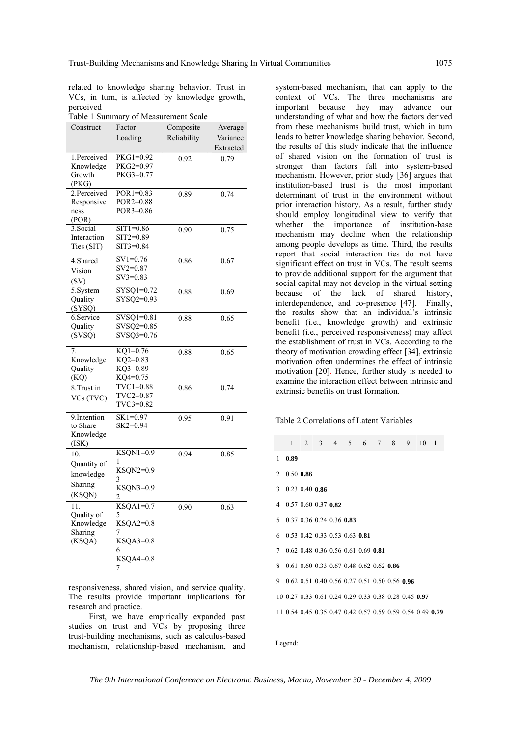related to knowledge sharing behavior. Trust in VCs, in turn, is affected by knowledge growth, perceived responsiveness, shared vision, and service quality. The results provide important implications for research and practice.

Table 1 Summary of Measurement Scale

| Construct | Factor Loading | Composite Reliability | Average Variance Extracted |
|---|---|---|---|
| 1.Perceived Knowledge Growth (PKG) | PKG1=0.92 PKG2=0.97 PKG3=0.77 | 0.92 | 0.79 |
| 2.Perceived Responsiveness (POR) | POR1=0.83 POR2=0.88 POR3=0.86 | 0.89 | 0.74 |
| 3.Social Interaction Ties (SIT) | SIT1=0.86 SIT2=0.89 SIT3=0.84 | 0.90 | 0.75 |
| 4.Shared Vision (SV) | SV1=0.76 SV2=0.87 SV3=0.83 | 0.86 | 0.67 |
| 5.System Quality (SYSQ) | SYSQ1=0.72 SYSQ2=0.93 | 0.88 | 0.69 |
| 6.Service Quality (SVSQ) | SVSQ1=0.81 SVSQ2=0.85 SVSQ3=0.76 | 0.88 | 0.65 |
| 7. Knowledge Quality (KQ) | KQ1=0.76 KQ2=0.83 KQ3=0.89 KQ4=0.75 | 0.88 | 0.65 |
| 8.Trust in VCs (TVC) | TVC1=0.88 TVC2=0.87 TVC3=0.82 | 0.86 | 0.74 |
| 9.Intention to Share Knowledge (ISK) | SK1=0.97 SK2=0.94 | 0.95 | 0.91 |
| 10. Quantity of knowledge Sharing (KSQN) | KSQN1=0.91 KSQN2=0.93 KSQN3=0.92 | 0.94 | 0.85 |
| 11. Quality of Knowledge Sharing (KSQA) | KSQA1=0.75 KSQA2=0.87 KSQA3=0.86 KSQA4=0.87 | 0.90 | 0.63 |

First, we have empirically expanded past studies on trust and VCs by proposing three trust-building mechanisms, such as calculus-based mechanism, relationship-based mechanism, and system-based mechanism, that can apply to the context of VCs. The three mechanisms are important because they may advance our understanding of what and how the factors derived from these mechanisms build trust, which in turn leads to better knowledge sharing behavior. Second, the results of this study indicate that the influence of shared vision on the formation of trust is stronger than factors fall into system-based mechanism. However, prior study [36] argues that institution-based trust is the most important determinant of trust in the environment without prior interaction history. As a result, further study should employ longitudinal view to verify that whether the importance of institution-base mechanism may decline when the relationship among people develops as time. Third, the results report that social interaction ties do not have significant effect on trust in VCs. The result seems to provide additional support for the argument that social capital may not develop in the virtual setting because of the lack of shared history, interdependence, and co-presence [47]. Finally, the results show that an individual's intrinsic benefit (i.e., knowledge growth) and extrinsic benefit (i.e., perceived responsiveness) may affect the establishment of trust in VCs. According to the theory of motivation crowding effect [34], extrinsic motivation often undermines the effect of intrinsic motivation [20]. Hence, further study is needed to examine the interaction effect between intrinsic and extrinsic benefits on trust formation.

Table 2 Correlations of Latent Variables

| | 1 | 2 | 3 | 4 | 5 | 6 | 7 | 8 | 9 | 10 | 11 |
|---|---|---|---|---|---|---|---|---|---|---|---|
| 1 | **0.89** | | | | | | | | | | |
| 2 | 0.50 | **0.86** | | | | | | | | | |
| 3 | 0.23 | 0.40 | **0.86** | | | | | | | | |
| 4 | 0.57 | 0.60 | 0.37 | **0.82** | | | | | | | |
| 5 | 0.37 | 0.36 | 0.24 | 0.36 | **0.83** | | | | | | |
| 6 | 0.53 | 0.42 | 0.33 | 0.53 | 0.63 | **0.81** | | | | | |
| 7 | 0.62 | 0.48 | 0.36 | 0.56 | 0.61 | 0.69 | **0.81** | | | | |
| 8 | 0.61 | 0.60 | 0.33 | 0.67 | 0.48 | 0.62 | 0.62 | **0.86** | | | |
| 9 | 0.62 | 0.51 | 0.40 | 0.56 | 0.27 | 0.51 | 0.50 | 0.56 | **0.96** | | |
| 10 | 0.27 | 0.33 | 0.61 | 0.24 | 0.29 | 0.33 | 0.38 | 0.28 | 0.45 | **0.97** | |
| 11 | 0.54 | 0.45 | 0.35 | 0.47 | 0.42 | 0.57 | 0.59 | 0.59 | 0.54 | 0.49 | **0.79** |

Legend: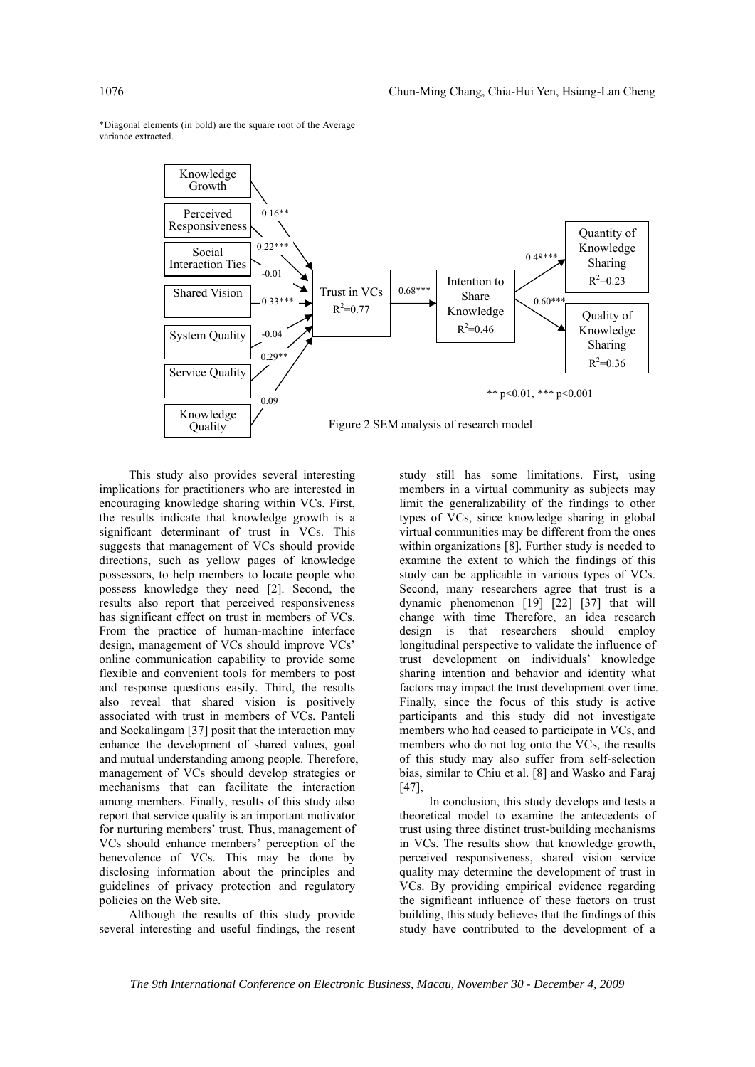*Diagonal elements (in bold) are the square root of the Average variance extracted.

Figure 2 SEM analysis of research model

This study also provides several interesting implications for practitioners who are interested in encouraging knowledge sharing within VCs. First, the results indicate that knowledge growth is a significant determinant of trust in VCs. This suggests that management of VCs should provide directions, such as yellow pages of knowledge possessors, to help members to locate people who possess knowledge they need [2]. Second, the results also report that perceived responsiveness has significant effect on trust in members of VCs. From the practice of human-machine interface design, management of VCs should improve VCs' online communication capability to provide some flexible and convenient tools for members to post and response questions easily. Third, the results also reveal that shared vision is positively associated with trust in members of VCs. Panteli and Sockalingam [37] posit that the interaction may enhance the development of shared values, goal and mutual understanding among people. Therefore, management of VCs should develop strategies or mechanisms that can facilitate the interaction among members. Finally, results of this study also report that service quality is an important motivator for nurturing members' trust. Thus, management of VCs should enhance members' perception of the benevolence of VCs. This may be done by disclosing information about the principles and guidelines of privacy protection and regulatory policies on the Web site.

Although the results of this study provide several interesting and useful findings, the resent study still has some limitations. First, using members in a virtual community as subjects may limit the generalizability of the findings to other types of VCs, since knowledge sharing in global virtual communities may be different from the ones within organizations [8]. Further study is needed to examine the extent to which the findings of this study can be applicable in various types of VCs. Second, many researchers agree that trust is a dynamic phenomenon [19] [22] [37] that will change with time Therefore, an idea research design is that researchers should employ longitudinal perspective to validate the influence of trust development on individuals' knowledge sharing intention and behavior and identity what factors may impact the trust development over time. Finally, since the focus of this study is active participants and this study did not investigate members who had ceased to participate in VCs, and members who do not log onto the VCs, the results of this study may also suffer from self-selection bias, similar to Chiu et al. [8] and Wasko and Faraj [47],

In conclusion, this study develops and tests a theoretical model to examine the antecedents of trust using three distinct trust-building mechanisms in VCs. The results show that knowledge growth, perceived responsiveness, shared vision service quality may determine the development of trust in VCs. By providing empirical evidence regarding the significant influence of these factors on trust building, this study believes that the findings of this study have contributed to the development of a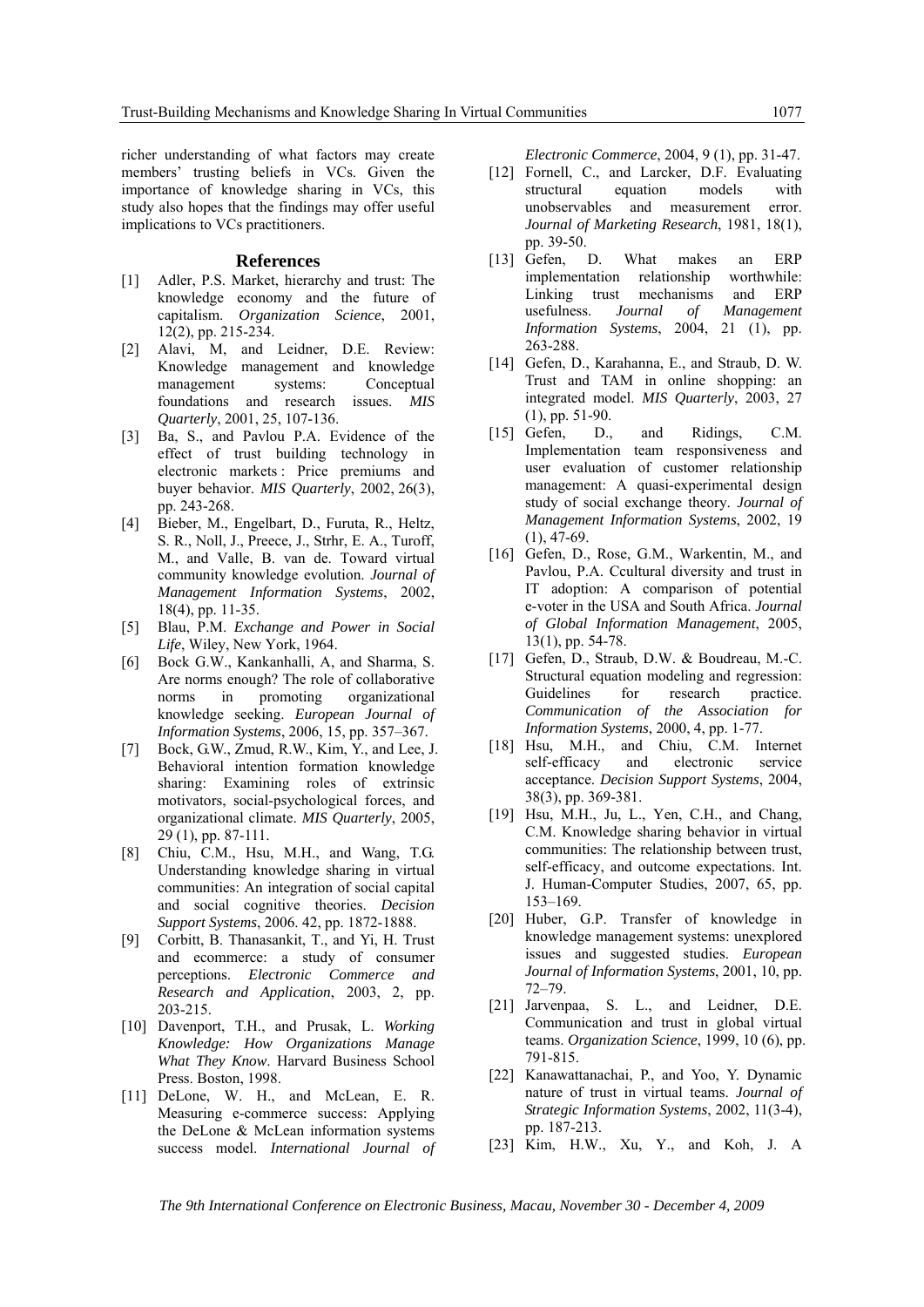richer understanding of what factors may create members' trusting beliefs in VCs. Given the importance of knowledge sharing in VCs, this study also hopes that the findings may offer useful implications to VCs practitioners.

## References

[1] Adler, P.S. Market, hierarchy and trust: The knowledge economy and the future of capitalism. *Organization Science*, 2001, 12(2), pp. 215-234.

[2] Alavi, M, and Leidner, D.E. Review: Knowledge management and knowledge management systems: Conceptual foundations and research issues. *MIS Quarterly*, 2001, 25, 107-136.

[3] Ba, S., and Pavlou P.A. Evidence of the effect of trust building technology in electronic markets : Price premiums and buyer behavior. *MIS Quarterly*, 2002, 26(3), pp. 243-268.

[4] Bieber, M., Engelbart, D., Furuta, R., Heltz, S. R., Noll, J., Preece, J., Strhr, E. A., Turoff, M., and Valle, B. van de. Toward virtual community knowledge evolution. *Journal of Management Information Systems*, 2002, 18(4), pp. 11-35.

[5] Blau, P.M. *Exchange and Power in Social Life*, Wiley, New York, 1964.

[6] Bock G.W., Kankanhalli, A, and Sharma, S. Are norms enough? The role of collaborative norms in promoting organizational knowledge seeking. *European Journal of Information Systems*, 2006, 15, pp. 357–367.

[7] Bock, G.W., Zmud, R.W., Kim, Y., and Lee, J. Behavioral intention formation knowledge sharing: Examining roles of extrinsic motivators, social-psychological forces, and organizational climate. *MIS Quarterly*, 2005, 29 (1), pp. 87-111.

[8] Chiu, C.M., Hsu, M.H., and Wang, T.G. Understanding knowledge sharing in virtual communities: An integration of social capital and social cognitive theories. *Decision Support Systems*, 2006. 42, pp. 1872-1888.

[9] Corbitt, B. Thanasankit, T., and Yi, H. Trust and ecommerce: a study of consumer perceptions. *Electronic Commerce and Research and Application*, 2003, 2, pp. 203-215.

[10] Davenport, T.H., and Prusak, L. *Working Knowledge: How Organizations Manage What They Know*. Harvard Business School Press. Boston, 1998.

[11] DeLone, W. H., and McLean, E. R. Measuring e-commerce success: Applying the DeLone & McLean information systems success model. *International Journal of Electronic Commerce*, 2004, 9 (1), pp. 31-47.

[12] Fornell, C., and Larcker, D.F. Evaluating structural equation models with unobservables and measurement error. *Journal of Marketing Research*, 1981, 18(1), pp. 39-50.

[13] Gefen, D. What makes an ERP implementation relationship worthwhile: Linking trust mechanisms and ERP usefulness. *Journal of Management Information Systems*, 2004, 21 (1), pp. 263-288.

[14] Gefen, D., Karahanna, E., and Straub, D. W. Trust and TAM in online shopping: an integrated model. *MIS Quarterly*, 2003, 27 (1), pp. 51-90.

[15] Gefen, D., and Ridings, C.M. Implementation team responsiveness and user evaluation of customer relationship management: A quasi-experimental design study of social exchange theory. *Journal of Management Information Systems*, 2002, 19 (1), 47-69.

[16] Gefen, D., Rose, G.M., Warkentin, M., and Pavlou, P.A. Ccultural diversity and trust in IT adoption: A comparison of potential e-voter in the USA and South Africa. *Journal of Global Information Management*, 2005, 13(1), pp. 54-78.

[17] Gefen, D., Straub, D.W. & Boudreau, M.-C. Structural equation modeling and regression: Guidelines for research practice. *Communication of the Association for Information Systems*, 2000, 4, pp. 1-77.

[18] Hsu, M.H., and Chiu, C.M. Internet self-efficacy and electronic service acceptance. *Decision Support Systems*, 2004, 38(3), pp. 369-381.

[19] Hsu, M.H., Ju, L., Yen, C.H., and Chang, C.M. Knowledge sharing behavior in virtual communities: The relationship between trust, self-efficacy, and outcome expectations. Int. J. Human-Computer Studies, 2007, 65, pp. 153–169.

[20] Huber, G.P. Transfer of knowledge in knowledge management systems: unexplored issues and suggested studies. *European Journal of Information Systems*, 2001, 10, pp. 72–79.

[21] Jarvenpaa, S. L., and Leidner, D.E. Communication and trust in global virtual teams. *Organization Science*, 1999, 10 (6), pp. 791-815.

[22] Kanawattanachai, P., and Yoo, Y. Dynamic nature of trust in virtual teams. *Journal of Strategic Information Systems*, 2002, 11(3-4), pp. 187-213.

[23] Kim, H.W., Xu, Y., and Koh, J. A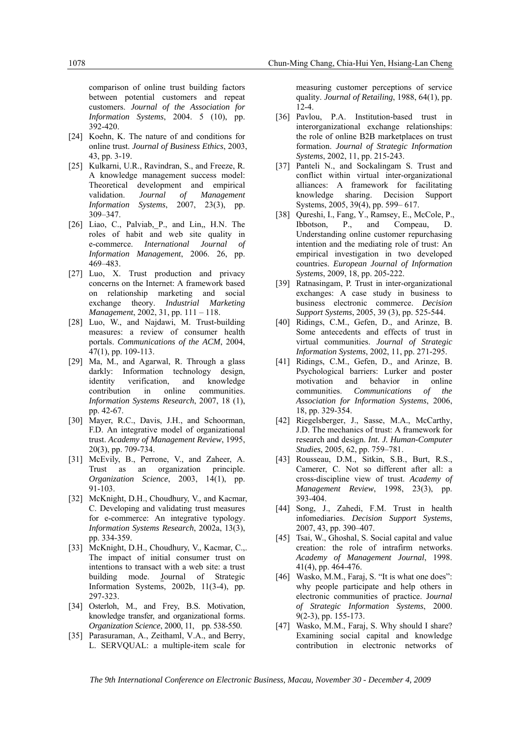comparison of online trust building factors between potential customers and repeat customers. *Journal of the Association for Information Systems*, 2004. 5 (10), pp. 392-420.

[24] Koehn, K. The nature of and conditions for online trust. *Journal of Business Ethics*, 2003, 43, pp. 3-19.

[25] Kulkarni, U.R., Ravindran, S., and Freeze, R. A knowledge management success model: Theoretical development and empirical validation. *Journal of Management Information Systems*, 2007, 23(3), pp. 309–347.

[26] Liao, C., Palviab, P., and Lin,, H.N. The roles of habit and web site quality in e-commerce. *International Journal of Information Management*, 2006. 26, pp. 469–483.

[27] Luo, X. Trust production and privacy concerns on the Internet: A framework based on relationship marketing and social exchange theory. *Industrial Marketing Management*, 2002, 31, pp. 111 – 118.

[28] Luo, W., and Najdawi, M. Trust-building measures: a review of consumer health portals. *Communications of the ACM*, 2004, 47(1), pp. 109-113.

[29] Ma, M., and Agarwal, R. Through a glass darkly: Information technology design, identity verification, and knowledge contribution in online communities. *Information Systems Research*, 2007, 18 (1), pp. 42-67.

[30] Mayer, R.C., Davis, J.H., and Schoorman, F.D. An integrative model of organizational trust. *Academy of Management Review*, 1995, 20(3), pp. 709-734.

[31] McEvily, B., Perrone, V., and Zaheer, A. Trust as an organization principle. *Organization Science*, 2003, 14(1), pp. 91-103.

[32] McKnight, D.H., Choudhury, V., and Kacmar, C. Developing and validating trust measures for e-commerce: An integrative typology. *Information Systems Research*, 2002a, 13(3), pp. 334-359.

[33] McKnight, D.H., Choudhury, V., Kacmar, C.,. The impact of initial consumer trust on intentions to transact with a web site: a trust building mode. Journal of Strategic Information Systems, 2002b, 11(3-4), pp. 297-323.

[34] Osterloh, M., and Frey, B.S. Motivation, knowledge transfer, and organizational forms. *Organization Science*, 2000, 11, pp. 538-550.

[35] Parasuraman, A., Zeithaml, V.A., and Berry, L. SERVQUAL: a multiple-item scale for measuring customer perceptions of service quality. *Journal of Retailing*, 1988, 64(1), pp. 12-4.

[36] Pavlou, P.A. Institution-based trust in interorganizational exchange relationships: the role of online B2B marketplaces on trust formation. *Journal of Strategic Information Systems*, 2002, 11, pp. 215-243.

[37] Panteli N., and Sockalingam S. Trust and conflict within virtual inter-organizational alliances: A framework for facilitating knowledge sharing. Decision Support Systems, 2005, 39(4), pp. 599– 617.

[38] Qureshi, I., Fang, Y., Ramsey, E., McCole, P., Ibbotson, P., and Compeau, D. Understanding online customer repurchasing intention and the mediating role of trust: An empirical investigation in two developed countries. *European Journal of Information Systems*, 2009, 18, pp. 205-222.

[39] Ratnasingam, P. Trust in inter-organizational exchanges: A case study in business to business electronic commerce. *Decision Support Systems*, 2005, 39 (3), pp. 525-544.

[40] Ridings, C.M., Gefen, D., and Arinze, B. Some antecedents and effects of trust in virtual communities. *Journal of Strategic Information Systems*, 2002, 11, pp. 271-295.

[41] Ridings, C.M., Gefen, D., and Arinze, B. Psychological barriers: Lurker and poster motivation and behavior in online communities. *Communications of the Association for Information Systems*, 2006, 18, pp. 329-354.

[42] Riegelsberger, J., Sasse, M.A., McCarthy, J.D. The mechanics of trust: A framework for research and design. *Int. J. Human-Computer Studies*, 2005, 62, pp. 759–781.

[43] Rousseau, D.M., Sitkin, S.B., Burt, R.S., Camerer, C. Not so different after all: a cross-discipline view of trust. *Academy of Management Review*, 1998, 23(3), pp. 393-404.

[44] Song, J., Zahedi, F.M. Trust in health infomediaries. *Decision Support Systems*, 2007, 43, pp. 390–407.

[45] Tsai, W., Ghoshal, S. Social capital and value creation: the role of intrafirm networks. *Academy of Management Journal*, 1998. 41(4), pp. 464-476.

[46] Wasko, M.M., Faraj, S. "It is what one does": why people participate and help others in electronic communities of practice. J*ournal of Strategic Information Systems*, 2000. 9(2-3), pp. 155-173.

[47] Wasko, M.M., Faraj, S. Why should I share? Examining social capital and knowledge contribution in electronic networks of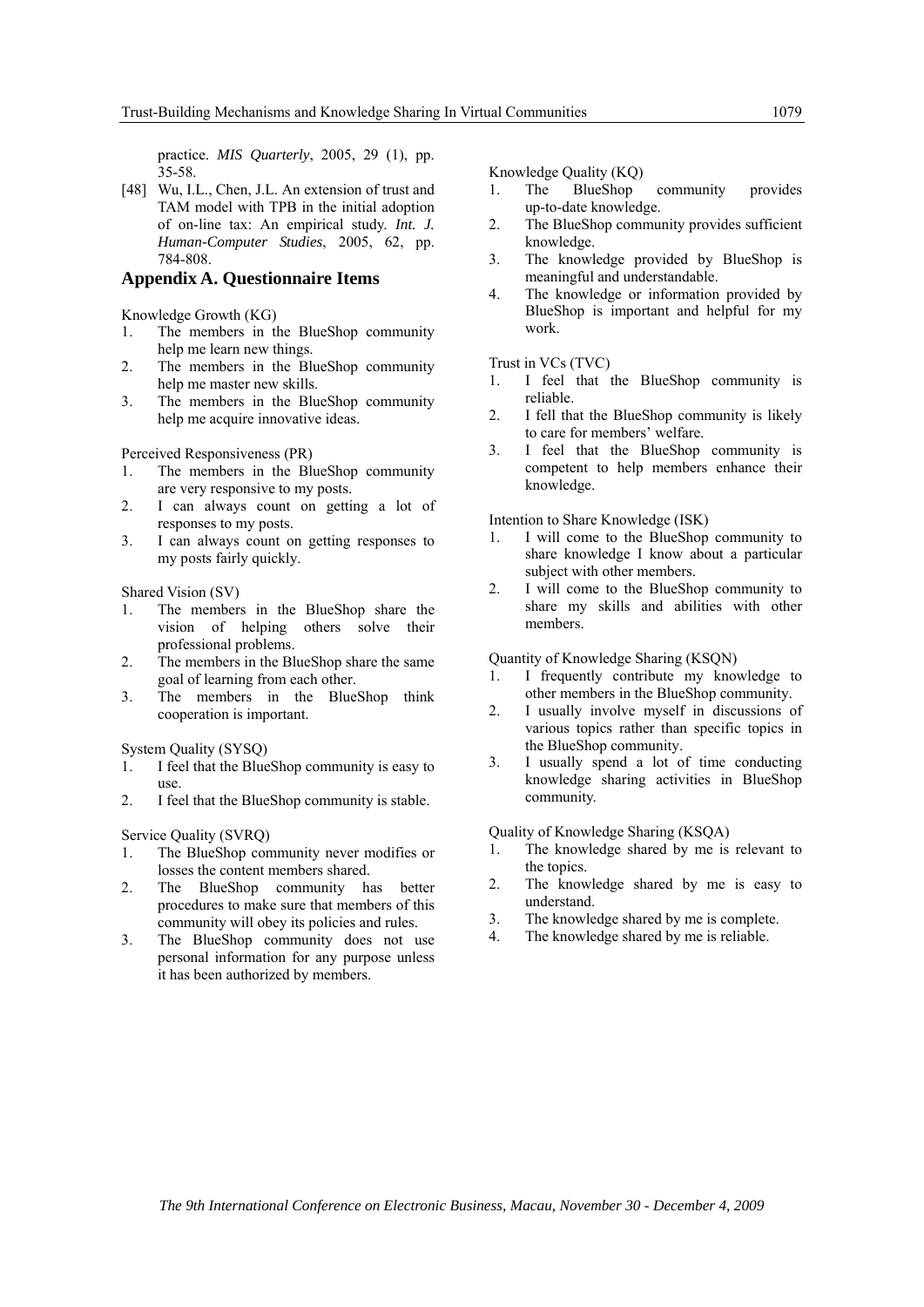practice. *MIS Quarterly*, 2005, 29 (1), pp. 35-58.

[48] Wu, I.L., Chen, J.L. An extension of trust and TAM model with TPB in the initial adoption of on-line tax: An empirical study. *Int. J. Human-Computer Studies*, 2005, 62, pp. 784-808.

## Appendix A. Questionnaire Items

Knowledge Growth (KG)

1. The members in the BlueShop community help me learn new things.
2. The members in the BlueShop community help me master new skills.
3. The members in the BlueShop community help me acquire innovative ideas.

Perceived Responsiveness (PR)

1. The members in the BlueShop community are very responsive to my posts.
2. I can always count on getting a lot of responses to my posts.
3. I can always count on getting responses to my posts fairly quickly.

Shared Vision (SV)

1. The members in the BlueShop share the vision of helping others solve their professional problems.
2. The members in the BlueShop share the same goal of learning from each other.
3. The members in the BlueShop think cooperation is important.

System Quality (SYSQ)

1. I feel that the BlueShop community is easy to use.
2. I feel that the BlueShop community is stable.

Service Quality (SVRQ)

1. The BlueShop community never modifies or losses the content members shared.
2. The BlueShop community has better procedures to make sure that members of this community will obey its policies and rules.
3. The BlueShop community does not use personal information for any purpose unless it has been authorized by members.

Knowledge Quality (KQ)

1. The BlueShop community provides up-to-date knowledge.
2. The BlueShop community provides sufficient knowledge.
3. The knowledge provided by BlueShop is meaningful and understandable.
4. The knowledge or information provided by BlueShop is important and helpful for my work.

Trust in VCs (TVC)

1. I feel that the BlueShop community is reliable.
2. I fell that the BlueShop community is likely to care for members' welfare.
3. I feel that the BlueShop community is competent to help members enhance their knowledge.

Intention to Share Knowledge (ISK)

1. I will come to the BlueShop community to share knowledge I know about a particular subject with other members.
2. I will come to the BlueShop community to share my skills and abilities with other members.

Quantity of Knowledge Sharing (KSQN)

1. I frequently contribute my knowledge to other members in the BlueShop community.
2. I usually involve myself in discussions of various topics rather than specific topics in the BlueShop community.
3. I usually spend a lot of time conducting knowledge sharing activities in BlueShop community.

Quality of Knowledge Sharing (KSQA)

1. The knowledge shared by me is relevant to the topics.
2. The knowledge shared by me is easy to understand.
3. The knowledge shared by me is complete.
4. The knowledge shared by me is reliable.